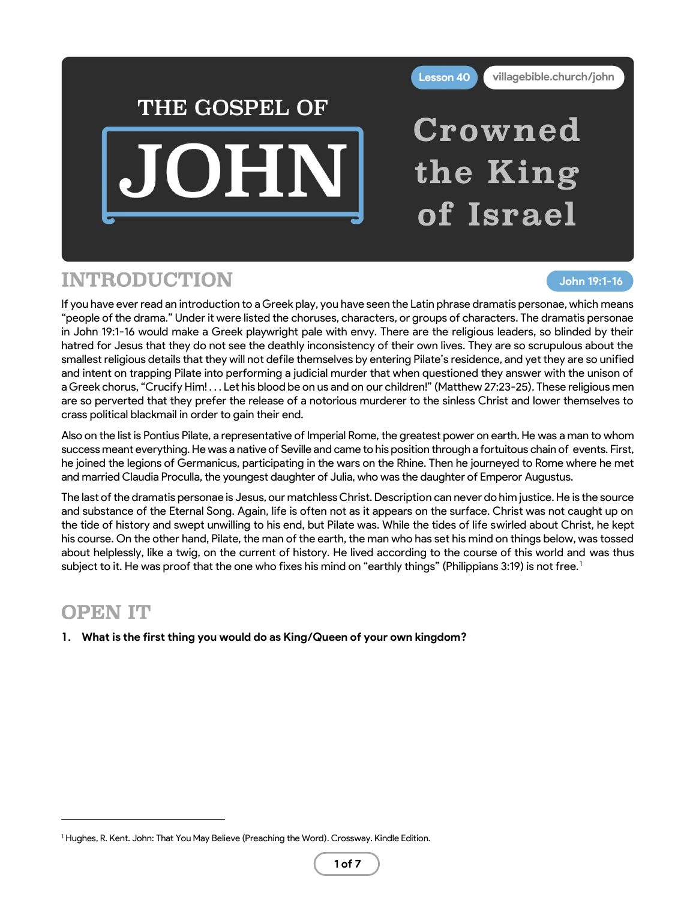Lesson 40 · villagebible.church/john

# THE GOSPEL OF JOHN

# Crowned the King of Israel

## INTRODUCTION

John 19:1-16

If you have ever read an introduction to a Greek play, you have seen the Latin phrase dramatis personae, which means "people of the drama." Under it were listed the choruses, characters, or groups of characters. The dramatis personae in John 19:1-16 would make a Greek playwright pale with envy. There are the religious leaders, so blinded by their hatred for Jesus that they do not see the deathly inconsistency of their own lives. They are so scrupulous about the smallest religious details that they will not defile themselves by entering Pilate's residence, and yet they are so unified and intent on trapping Pilate into performing a judicial murder that when questioned they answer with the unison of a Greek chorus, "Crucify Him! . . . Let his blood be on us and on our children!" (Matthew 27:23-25). These religious men are so perverted that they prefer the release of a notorious murderer to the sinless Christ and lower themselves to crass political blackmail in order to gain their end.

Also on the list is Pontius Pilate, a representative of Imperial Rome, the greatest power on earth. He was a man to whom success meant everything. He was a native of Seville and came to his position through a fortuitous chain of events. First, he joined the legions of Germanicus, participating in the wars on the Rhine. Then he journeyed to Rome where he met and married Claudia Proculla, the youngest daughter of Julia, who was the daughter of Emperor Augustus.

The last of the dramatis personae is Jesus, our matchless Christ. Description can never do him justice. He is the source and substance of the Eternal Song. Again, life is often not as it appears on the surface. Christ was not caught up on the tide of history and swept unwilling to his end, but Pilate was. While the tides of life swirled about Christ, he kept his course. On the other hand, Pilate, the man of the earth, the man who has set his mind on things below, was tossed about helplessly, like a twig, on the current of history. He lived according to the course of this world and was thus subject to it. He was proof that the one who fixes his mind on "earthly things" (Philippians 3:19) is not free.[1]

## OPEN IT

1. **What is the first thing you would do as King/Queen of your own kingdom?**

---

[1] Hughes, R. Kent. John: That You May Believe (Preaching the Word). Crossway. Kindle Edition.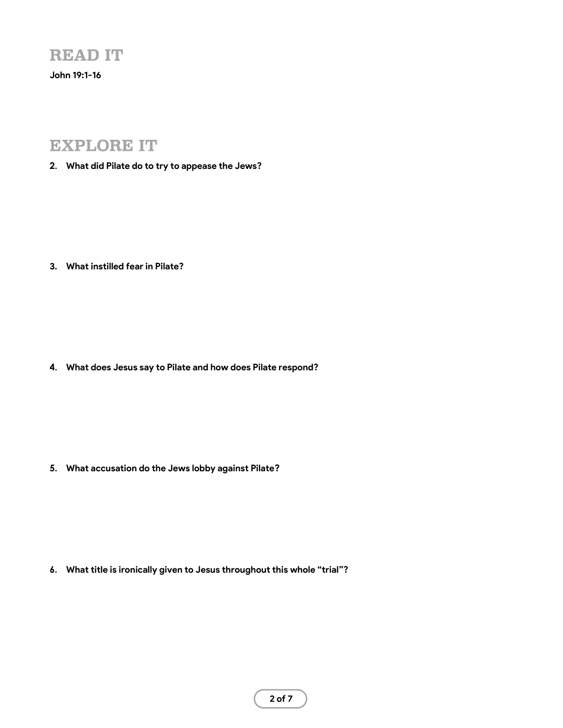# READ IT

**John 19:1-16**

# EXPLORE IT

2. **What did Pilate do to try to appease the Jews?**

3. **What instilled fear in Pilate?**

4. **What does Jesus say to Pilate and how does Pilate respond?**

5. **What accusation do the Jews lobby against Pilate?**

6. **What title is ironically given to Jesus throughout this whole "trial"?**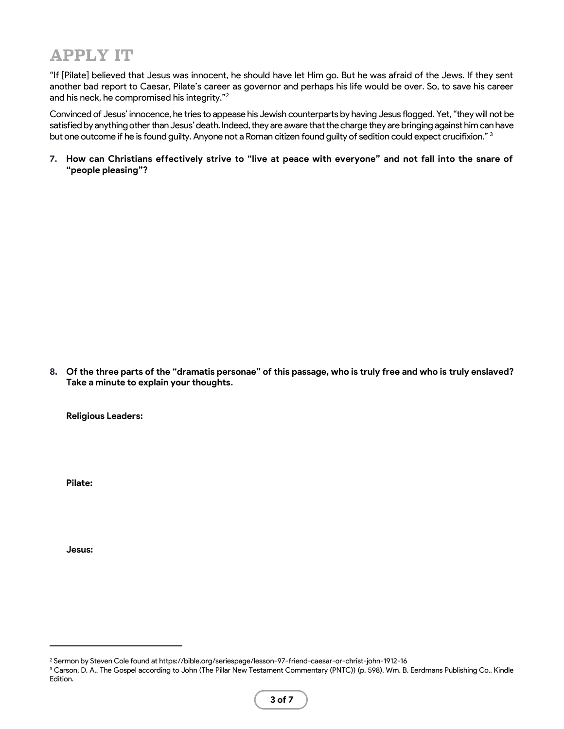# APPLY IT

"If [Pilate] believed that Jesus was innocent, he should have let Him go. But he was afraid of the Jews. If they sent another bad report to Caesar, Pilate's career as governor and perhaps his life would be over. So, to save his career and his neck, he compromised his integrity."[2]

Convinced of Jesus' innocence, he tries to appease his Jewish counterparts by having Jesus flogged. Yet, "they will not be satisfied by anything other than Jesus' death. Indeed, they are aware that the charge they are bringing against him can have but one outcome if he is found guilty. Anyone not a Roman citizen found guilty of sedition could expect crucifixion." [3]

7. **How can Christians effectively strive to "live at peace with everyone" and not fall into the snare of "people pleasing"?**

8. **Of the three parts of the "dramatis personae" of this passage, who is truly free and who is truly enslaved? Take a minute to explain your thoughts.**

   **Religious Leaders:**

   **Pilate:**

   **Jesus:**

---

[2] Sermon by Steven Cole found at https://bible.org/seriespage/lesson-97-friend-caesar-or-christ-john-1912-16

[3] Carson, D. A.. The Gospel according to John (The Pillar New Testament Commentary (PNTC)) (p. 598). Wm. B. Eerdmans Publishing Co.. Kindle Edition.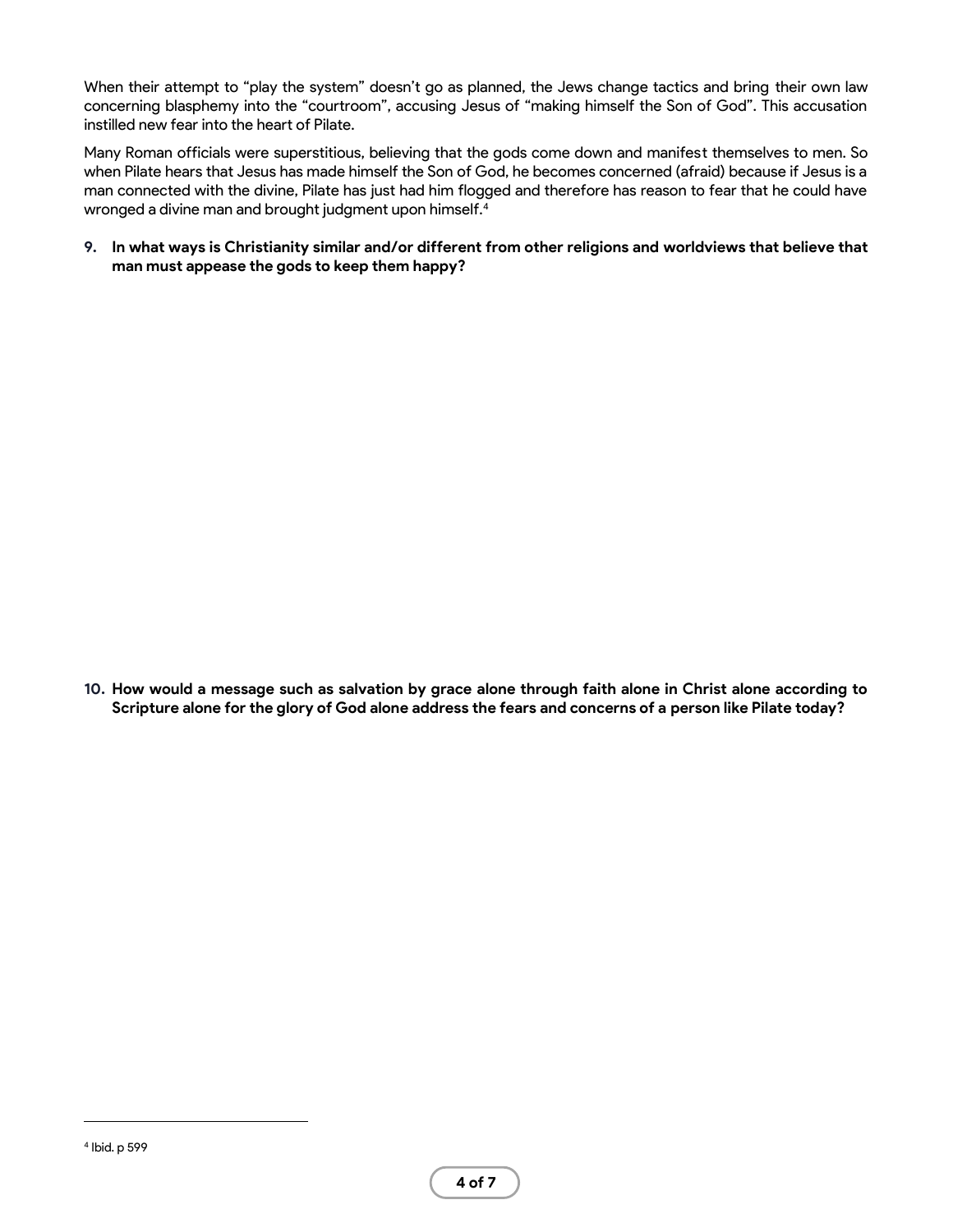When their attempt to "play the system" doesn't go as planned, the Jews change tactics and bring their own law concerning blasphemy into the "courtroom", accusing Jesus of "making himself the Son of God". This accusation instilled new fear into the heart of Pilate.

Many Roman officials were superstitious, believing that the gods come down and manifest themselves to men. So when Pilate hears that Jesus has made himself the Son of God, he becomes concerned (afraid) because if Jesus is a man connected with the divine, Pilate has just had him flogged and therefore has reason to fear that he could have wronged a divine man and brought judgment upon himself.[4]

9. **In what ways is Christianity similar and/or different from other religions and worldviews that believe that man must appease the gods to keep them happy?**

10. **How would a message such as salvation by grace alone through faith alone in Christ alone according to Scripture alone for the glory of God alone address the fears and concerns of a person like Pilate today?**

---

[4] Ibid. p 599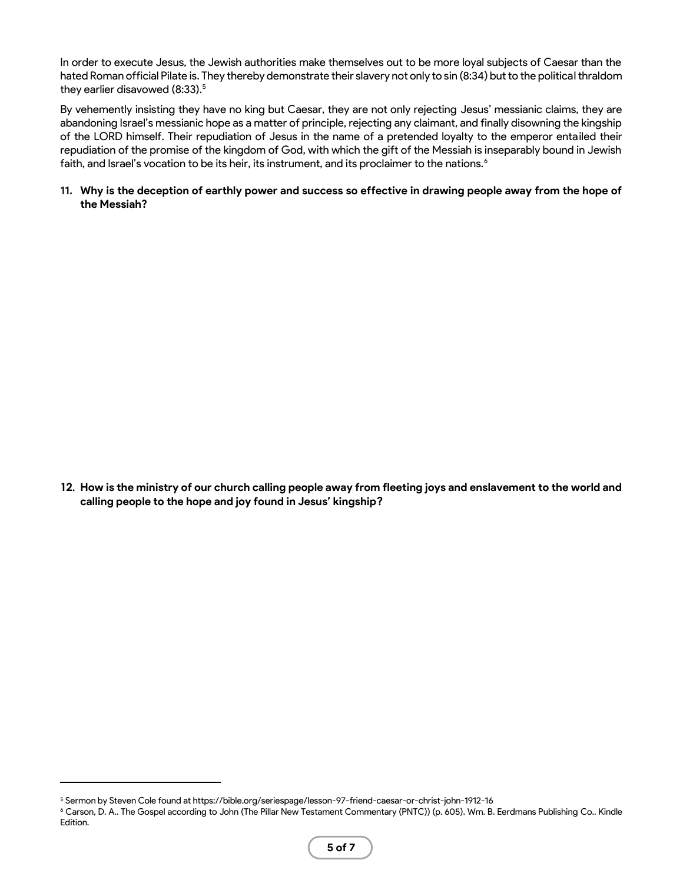In order to execute Jesus, the Jewish authorities make themselves out to be more loyal subjects of Caesar than the hated Roman official Pilate is. They thereby demonstrate their slavery not only to sin (8:34) but to the political thraldom they earlier disavowed (8:33).[5]

By vehemently insisting they have no king but Caesar, they are not only rejecting Jesus' messianic claims, they are abandoning Israel's messianic hope as a matter of principle, rejecting any claimant, and finally disowning the kingship of the LORD himself. Their repudiation of Jesus in the name of a pretended loyalty to the emperor entailed their repudiation of the promise of the kingdom of God, with which the gift of the Messiah is inseparably bound in Jewish faith, and Israel's vocation to be its heir, its instrument, and its proclaimer to the nations.[6]

11. **Why is the deception of earthly power and success so effective in drawing people away from the hope of the Messiah?**

12. **How is the ministry of our church calling people away from fleeting joys and enslavement to the world and calling people to the hope and joy found in Jesus' kingship?**

---

[5] Sermon by Steven Cole found at https://bible.org/seriespage/lesson-97-friend-caesar-or-christ-john-1912-16

[6] Carson, D. A.. The Gospel according to John (The Pillar New Testament Commentary (PNTC)) (p. 605). Wm. B. Eerdmans Publishing Co.. Kindle Edition.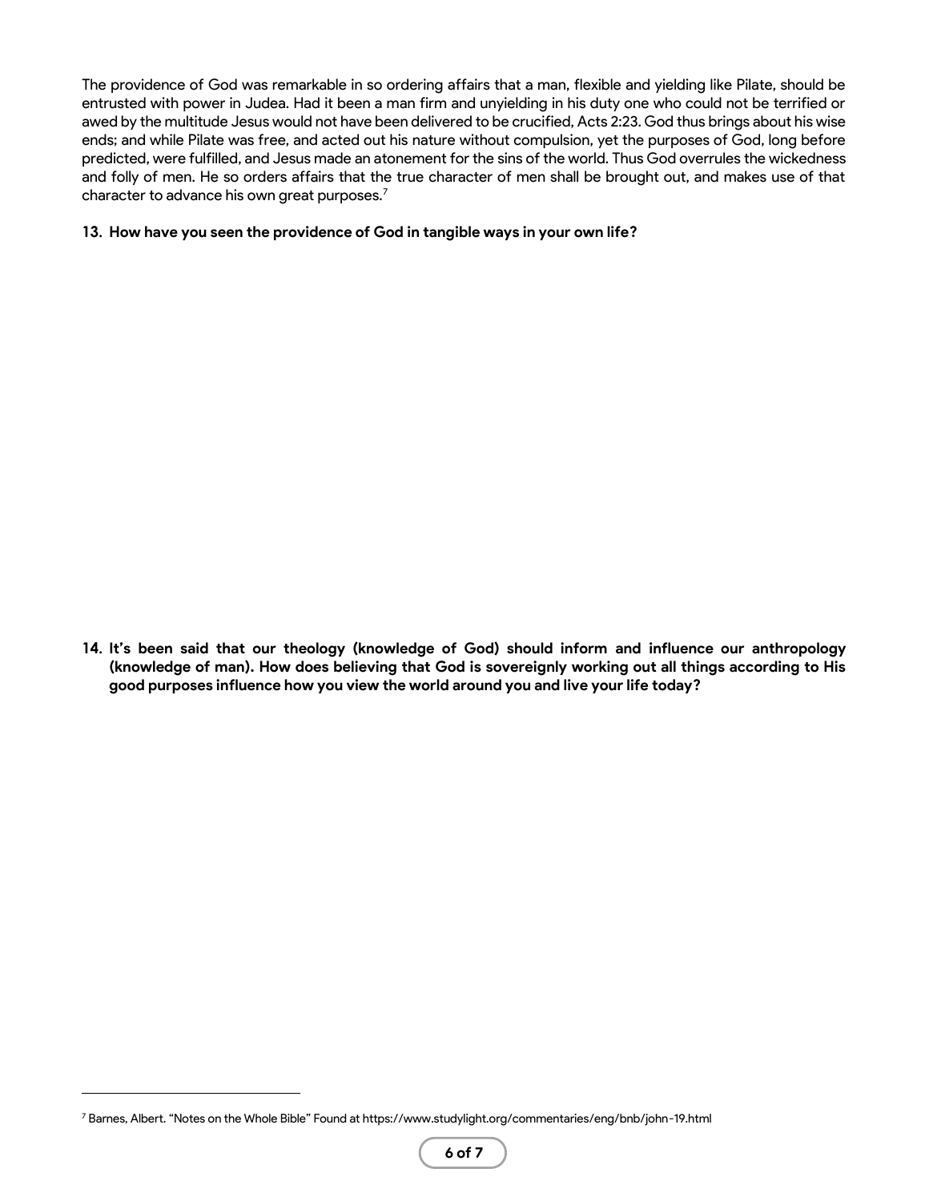The providence of God was remarkable in so ordering affairs that a man, flexible and yielding like Pilate, should be entrusted with power in Judea. Had it been a man firm and unyielding in his duty one who could not be terrified or awed by the multitude Jesus would not have been delivered to be crucified, Acts 2:23. God thus brings about his wise ends; and while Pilate was free, and acted out his nature without compulsion, yet the purposes of God, long before predicted, were fulfilled, and Jesus made an atonement for the sins of the world. Thus God overrules the wickedness and folly of men. He so orders affairs that the true character of men shall be brought out, and makes use of that character to advance his own great purposes.[7]

**13. How have you seen the providence of God in tangible ways in your own life?**

**14. It's been said that our theology (knowledge of God) should inform and influence our anthropology (knowledge of man). How does believing that God is sovereignly working out all things according to His good purposes influence how you view the world around you and live your life today?**

[7] Barnes, Albert. "Notes on the Whole Bible" Found at https://www.studylight.org/commentaries/eng/bnb/john-19.html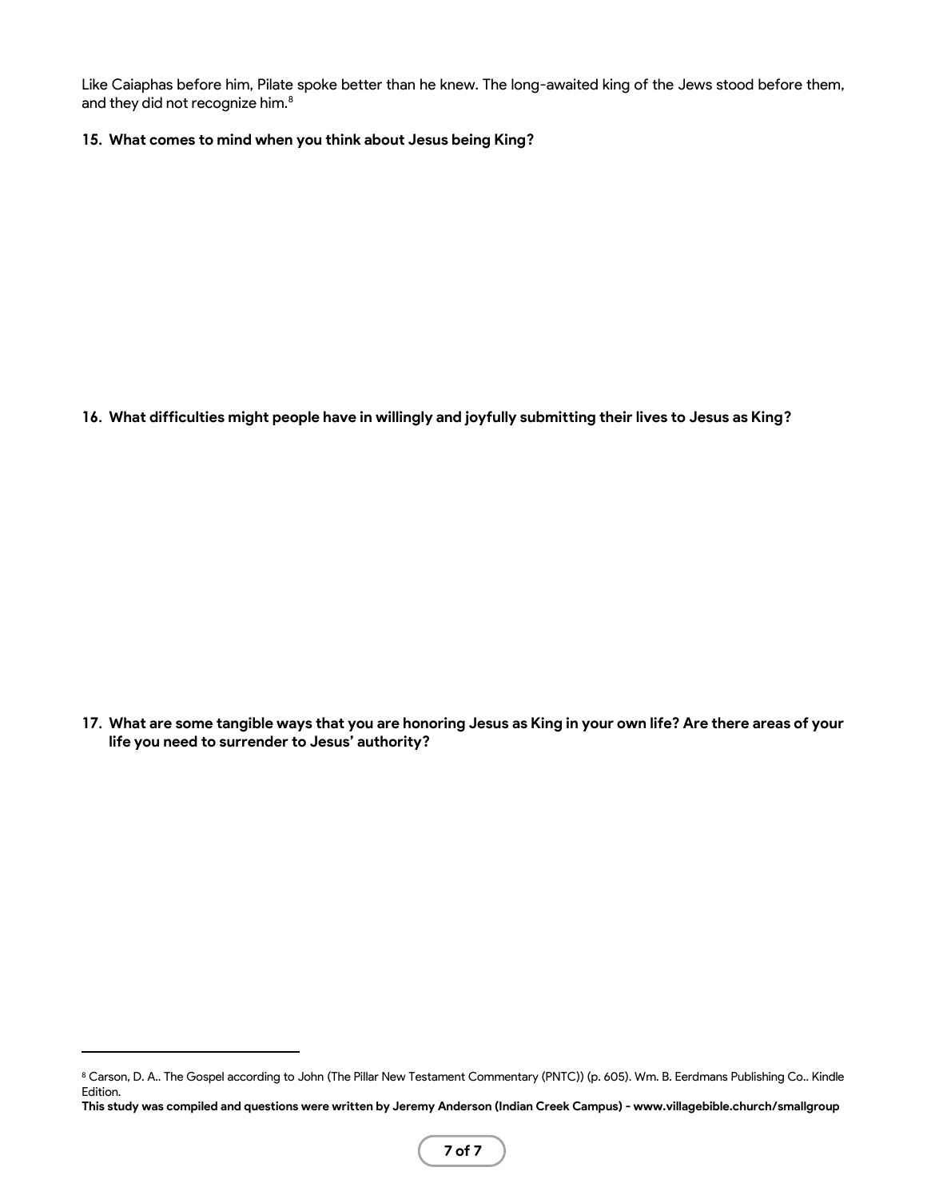Like Caiaphas before him, Pilate spoke better than he knew. The long-awaited king of the Jews stood before them, and they did not recognize him.[8]

**15. What comes to mind when you think about Jesus being King?**

**16. What difficulties might people have in willingly and joyfully submitting their lives to Jesus as King?**

**17. What are some tangible ways that you are honoring Jesus as King in your own life? Are there areas of your life you need to surrender to Jesus' authority?**

---

[8] Carson, D. A.. The Gospel according to John (The Pillar New Testament Commentary (PNTC)) (p. 605). Wm. B. Eerdmans Publishing Co.. Kindle Edition.

**This study was compiled and questions were written by Jeremy Anderson (Indian Creek Campus) - www.villagebible.church/smallgroup**